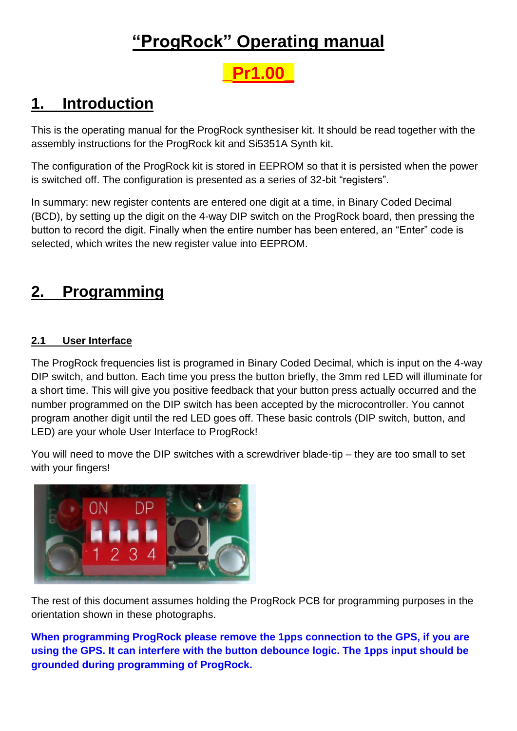# "ProgRock" Operating manual

**Pr1.00**

## 1. Introduction

This is the operating manual for the ProgRock synthesiser kit. It should be read together with the assembly instructions for the ProgRock kit and Si5351A Synth kit.

The configuration of the ProgRock kit is stored in EEPROM so that it is persisted when the power is switched off. The configuration is presented as a series of 32-bit "registers".

In summary: new register contents are entered one digit at a time, in Binary Coded Decimal (BCD), by setting up the digit on the 4-way DIP switch on the ProgRock board, then pressing the button to record the digit. Finally when the entire number has been entered, an "Enter" code is selected, which writes the new register value into EEPROM.

## 2. Programming

### 2.1 User Interface

The ProgRock frequencies list is programed in Binary Coded Decimal, which is input on the 4-way DIP switch, and button. Each time you press the button briefly, the 3mm red LED will illuminate for a short time. This will give you positive feedback that your button press actually occurred and the number programmed on the DIP switch has been accepted by the microcontroller. You cannot program another digit until the red LED goes off. These basic controls (DIP switch, button, and LED) are your whole User Interface to ProgRock!

You will need to move the DIP switches with a screwdriver blade-tip – they are too small to set with your fingers!

The rest of this document assumes holding the ProgRock PCB for programming purposes in the orientation shown in these photographs.

**When programming ProgRock please remove the 1pps connection to the GPS, if you are using the GPS. It can interfere with the button debounce logic. The 1pps input should be grounded during programming of ProgRock.**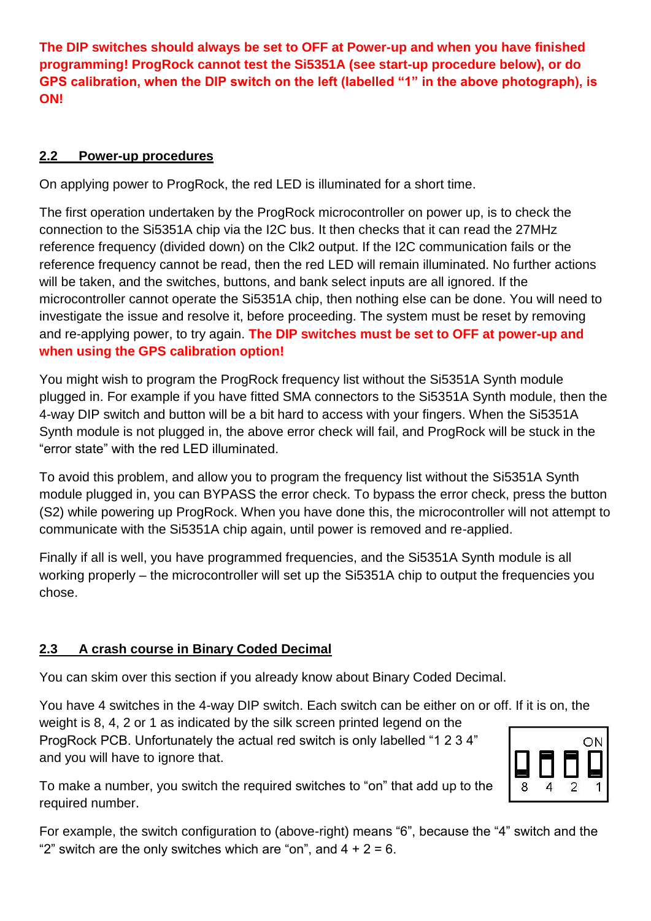**The DIP switches should always be set to OFF at Power-up and when you have finished programming! ProgRock cannot test the Si5351A (see start-up procedure below), or do GPS calibration, when the DIP switch on the left (labelled “1” in the above photograph), is ON!**

## 2.2 Power-up procedures

On applying power to ProgRock, the red LED is illuminated for a short time.

The first operation undertaken by the ProgRock microcontroller on power up, is to check the connection to the Si5351A chip via the I2C bus. It then checks that it can read the 27MHz reference frequency (divided down) on the Clk2 output. If the I2C communication fails or the reference frequency cannot be read, then the red LED will remain illuminated. No further actions will be taken, and the switches, buttons, and bank select inputs are all ignored. If the microcontroller cannot operate the Si5351A chip, then nothing else can be done. You will need to investigate the issue and resolve it, before proceeding. The system must be reset by removing and re-applying power, to try again. **The DIP switches must be set to OFF at power-up and when using the GPS calibration option!**

You might wish to program the ProgRock frequency list without the Si5351A Synth module plugged in. For example if you have fitted SMA connectors to the Si5351A Synth module, then the 4-way DIP switch and button will be a bit hard to access with your fingers. When the Si5351A Synth module is not plugged in, the above error check will fail, and ProgRock will be stuck in the “error state” with the red LED illuminated.

To avoid this problem, and allow you to program the frequency list without the Si5351A Synth module plugged in, you can BYPASS the error check. To bypass the error check, press the button (S2) while powering up ProgRock. When you have done this, the microcontroller will not attempt to communicate with the Si5351A chip again, until power is removed and re-applied.

Finally if all is well, you have programmed frequencies, and the Si5351A Synth module is all working properly – the microcontroller will set up the Si5351A chip to output the frequencies you chose.

## 2.3 A crash course in Binary Coded Decimal

You can skim over this section if you already know about Binary Coded Decimal.

You have 4 switches in the 4-way DIP switch. Each switch can be either on or off. If it is on, the weight is 8, 4, 2 or 1 as indicated by the silk screen printed legend on the ProgRock PCB. Unfortunately the actual red switch is only labelled “1 2 3 4” and you will have to ignore that.

To make a number, you switch the required switches to “on” that add up to the required number.

For example, the switch configuration to (above-right) means “6”, because the “4” switch and the “2” switch are the only switches which are “on”, and 4 + 2 = 6.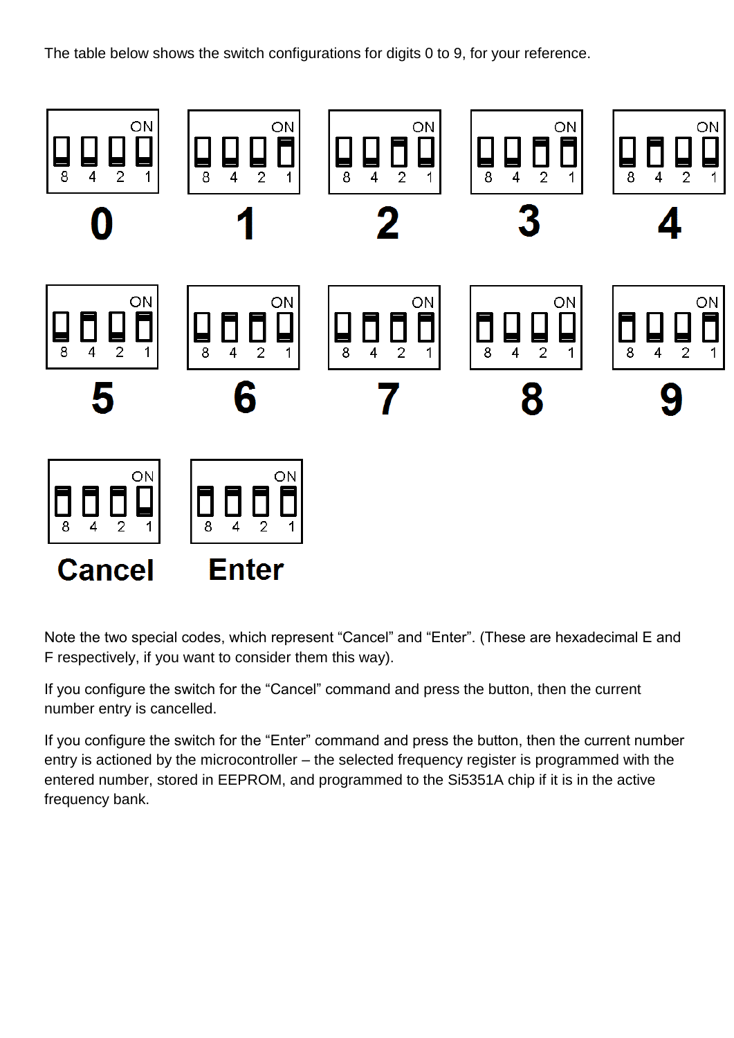The table below shows the switch configurations for digits 0 to 9, for your reference.

| 0 | 1 | 2 | 3 | 4 |
|---|---|---|---|---|
| 5 | 6 | 7 | 8 | 9 |
| Cancel | Enter | | | |

Note the two special codes, which represent “Cancel” and “Enter”. (These are hexadecimal E and F respectively, if you want to consider them this way).

If you configure the switch for the “Cancel” command and press the button, then the current number entry is cancelled.

If you configure the switch for the “Enter” command and press the button, then the current number entry is actioned by the microcontroller – the selected frequency register is programmed with the entered number, stored in EEPROM, and programmed to the Si5351A chip if it is in the active frequency bank.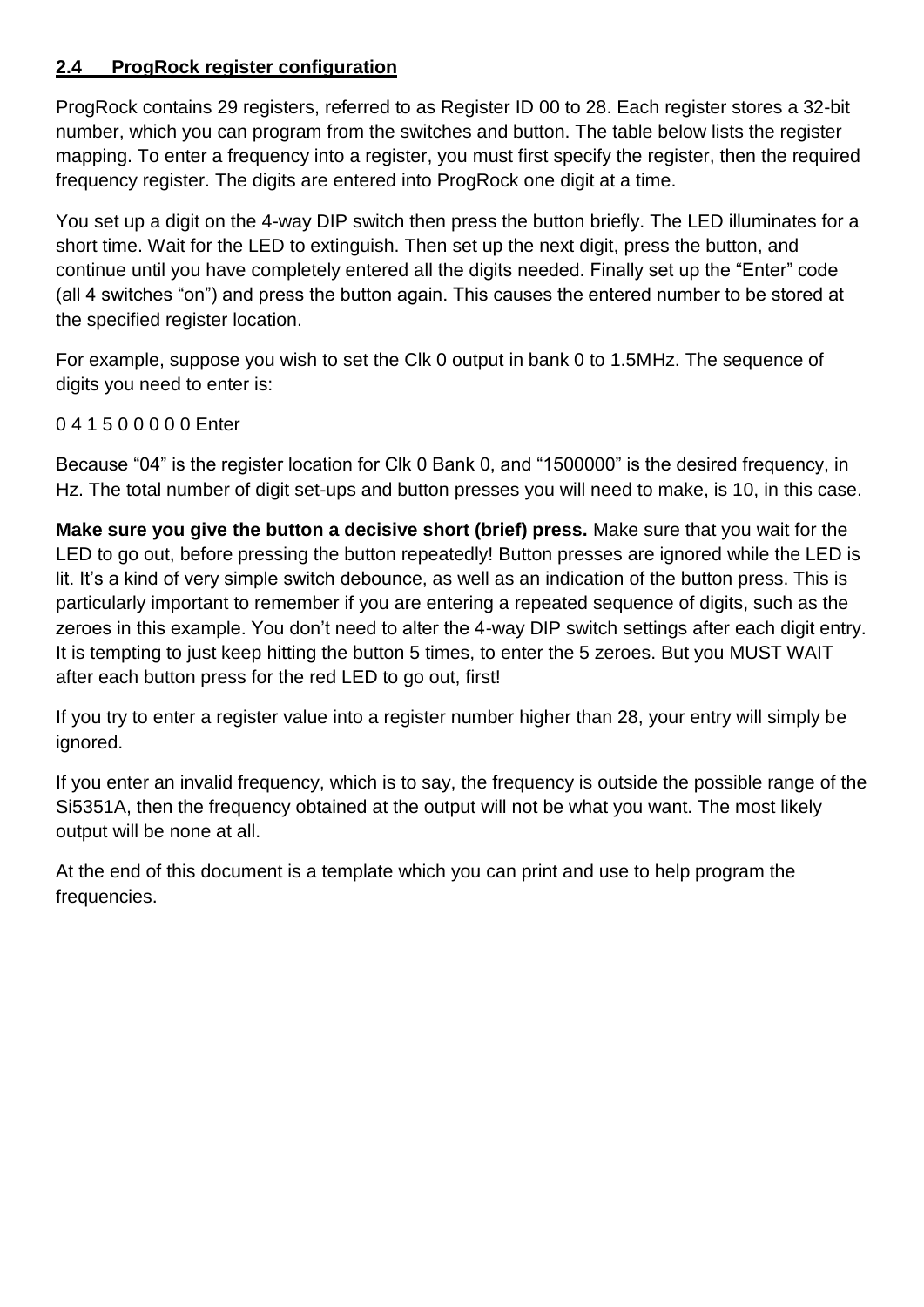## 2.4 ProgRock register configuration

ProgRock contains 29 registers, referred to as Register ID 00 to 28. Each register stores a 32-bit number, which you can program from the switches and button. The table below lists the register mapping. To enter a frequency into a register, you must first specify the register, then the required frequency register. The digits are entered into ProgRock one digit at a time.

You set up a digit on the 4-way DIP switch then press the button briefly. The LED illuminates for a short time. Wait for the LED to extinguish. Then set up the next digit, press the button, and continue until you have completely entered all the digits needed. Finally set up the "Enter" code (all 4 switches "on") and press the button again. This causes the entered number to be stored at the specified register location.

For example, suppose you wish to set the Clk 0 output in bank 0 to 1.5MHz. The sequence of digits you need to enter is:

0 4 1 5 0 0 0 0 0 Enter

Because "04" is the register location for Clk 0 Bank 0, and "1500000" is the desired frequency, in Hz. The total number of digit set-ups and button presses you will need to make, is 10, in this case.

**Make sure you give the button a decisive short (brief) press.** Make sure that you wait for the LED to go out, before pressing the button repeatedly! Button presses are ignored while the LED is lit. It's a kind of very simple switch debounce, as well as an indication of the button press. This is particularly important to remember if you are entering a repeated sequence of digits, such as the zeroes in this example. You don't need to alter the 4-way DIP switch settings after each digit entry. It is tempting to just keep hitting the button 5 times, to enter the 5 zeroes. But you MUST WAIT after each button press for the red LED to go out, first!

If you try to enter a register value into a register number higher than 28, your entry will simply be ignored.

If you enter an invalid frequency, which is to say, the frequency is outside the possible range of the Si5351A, then the frequency obtained at the output will not be what you want. The most likely output will be none at all.

At the end of this document is a template which you can print and use to help program the frequencies.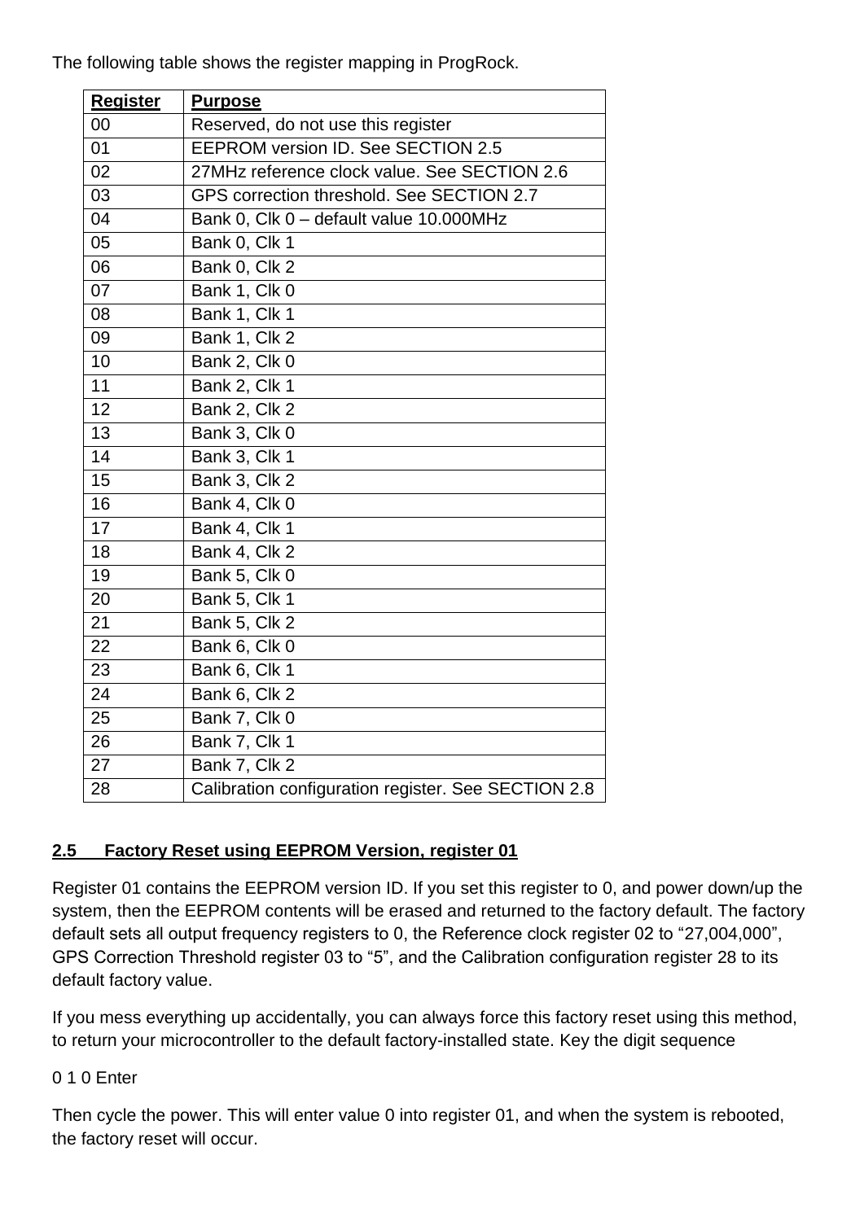The following table shows the register mapping in ProgRock.

| Register | Purpose |
|---|---|
| 00 | Reserved, do not use this register |
| 01 | EEPROM version ID. See SECTION 2.5 |
| 02 | 27MHz reference clock value. See SECTION 2.6 |
| 03 | GPS correction threshold. See SECTION 2.7 |
| 04 | Bank 0, Clk 0 – default value 10.000MHz |
| 05 | Bank 0, Clk 1 |
| 06 | Bank 0, Clk 2 |
| 07 | Bank 1, Clk 0 |
| 08 | Bank 1, Clk 1 |
| 09 | Bank 1, Clk 2 |
| 10 | Bank 2, Clk 0 |
| 11 | Bank 2, Clk 1 |
| 12 | Bank 2, Clk 2 |
| 13 | Bank 3, Clk 0 |
| 14 | Bank 3, Clk 1 |
| 15 | Bank 3, Clk 2 |
| 16 | Bank 4, Clk 0 |
| 17 | Bank 4, Clk 1 |
| 18 | Bank 4, Clk 2 |
| 19 | Bank 5, Clk 0 |
| 20 | Bank 5, Clk 1 |
| 21 | Bank 5, Clk 2 |
| 22 | Bank 6, Clk 0 |
| 23 | Bank 6, Clk 1 |
| 24 | Bank 6, Clk 2 |
| 25 | Bank 7, Clk 0 |
| 26 | Bank 7, Clk 1 |
| 27 | Bank 7, Clk 2 |
| 28 | Calibration configuration register. See SECTION 2.8 |

## 2.5 Factory Reset using EEPROM Version, register 01

Register 01 contains the EEPROM version ID. If you set this register to 0, and power down/up the system, then the EEPROM contents will be erased and returned to the factory default. The factory default sets all output frequency registers to 0, the Reference clock register 02 to "27,004,000", GPS Correction Threshold register 03 to "5", and the Calibration configuration register 28 to its default factory value.

If you mess everything up accidentally, you can always force this factory reset using this method, to return your microcontroller to the default factory-installed state. Key the digit sequence

0 1 0 Enter

Then cycle the power. This will enter value 0 into register 01, and when the system is rebooted, the factory reset will occur.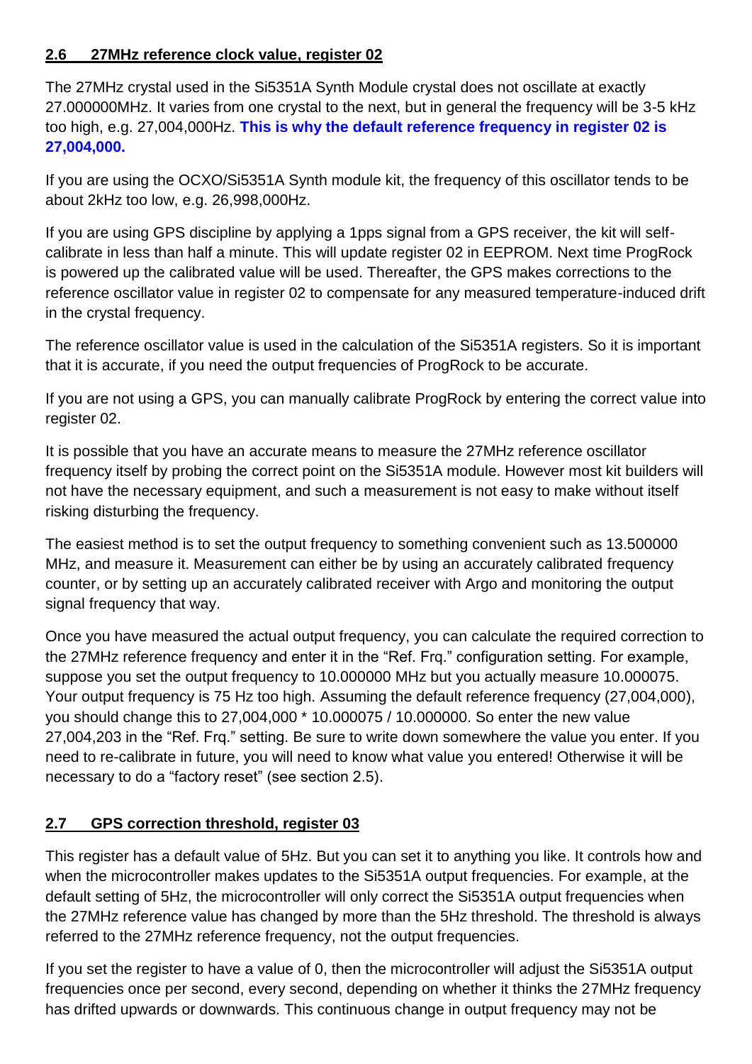## 2.6 27MHz reference clock value, register 02

The 27MHz crystal used in the Si5351A Synth Module crystal does not oscillate at exactly 27.000000MHz. It varies from one crystal to the next, but in general the frequency will be 3-5 kHz too high, e.g. 27,004,000Hz. **This is why the default reference frequency in register 02 is 27,004,000.**

If you are using the OCXO/Si5351A Synth module kit, the frequency of this oscillator tends to be about 2kHz too low, e.g. 26,998,000Hz.

If you are using GPS discipline by applying a 1pps signal from a GPS receiver, the kit will self-calibrate in less than half a minute. This will update register 02 in EEPROM. Next time ProgRock is powered up the calibrated value will be used. Thereafter, the GPS makes corrections to the reference oscillator value in register 02 to compensate for any measured temperature-induced drift in the crystal frequency.

The reference oscillator value is used in the calculation of the Si5351A registers. So it is important that it is accurate, if you need the output frequencies of ProgRock to be accurate.

If you are not using a GPS, you can manually calibrate ProgRock by entering the correct value into register 02.

It is possible that you have an accurate means to measure the 27MHz reference oscillator frequency itself by probing the correct point on the Si5351A module. However most kit builders will not have the necessary equipment, and such a measurement is not easy to make without itself risking disturbing the frequency.

The easiest method is to set the output frequency to something convenient such as 13.500000 MHz, and measure it. Measurement can either be by using an accurately calibrated frequency counter, or by setting up an accurately calibrated receiver with Argo and monitoring the output signal frequency that way.

Once you have measured the actual output frequency, you can calculate the required correction to the 27MHz reference frequency and enter it in the "Ref. Frq." configuration setting. For example, suppose you set the output frequency to 10.000000 MHz but you actually measure 10.000075. Your output frequency is 75 Hz too high. Assuming the default reference frequency (27,004,000), you should change this to 27,004,000 * 10.000075 / 10.000000. So enter the new value 27,004,203 in the "Ref. Frq." setting. Be sure to write down somewhere the value you enter. If you need to re-calibrate in future, you will need to know what value you entered! Otherwise it will be necessary to do a "factory reset" (see section 2.5).

## 2.7 GPS correction threshold, register 03

This register has a default value of 5Hz. But you can set it to anything you like. It controls how and when the microcontroller makes updates to the Si5351A output frequencies. For example, at the default setting of 5Hz, the microcontroller will only correct the Si5351A output frequencies when the 27MHz reference value has changed by more than the 5Hz threshold. The threshold is always referred to the 27MHz reference frequency, not the output frequencies.

If you set the register to have a value of 0, then the microcontroller will adjust the Si5351A output frequencies once per second, every second, depending on whether it thinks the 27MHz frequency has drifted upwards or downwards. This continuous change in output frequency may not be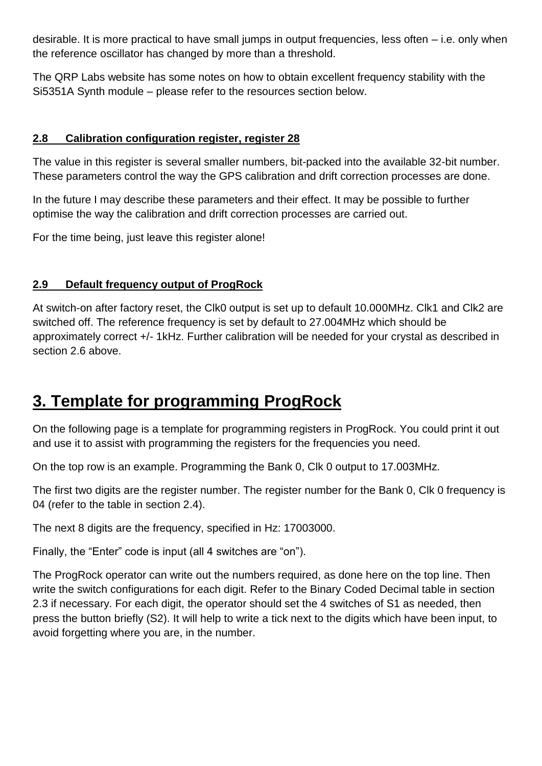desirable. It is more practical to have small jumps in output frequencies, less often – i.e. only when the reference oscillator has changed by more than a threshold.

The QRP Labs website has some notes on how to obtain excellent frequency stability with the Si5351A Synth module – please refer to the resources section below.

### 2.8 Calibration configuration register, register 28

The value in this register is several smaller numbers, bit-packed into the available 32-bit number. These parameters control the way the GPS calibration and drift correction processes are done.

In the future I may describe these parameters and their effect. It may be possible to further optimise the way the calibration and drift correction processes are carried out.

For the time being, just leave this register alone!

### 2.9 Default frequency output of ProgRock

At switch-on after factory reset, the Clk0 output is set up to default 10.000MHz. Clk1 and Clk2 are switched off. The reference frequency is set by default to 27.004MHz which should be approximately correct +/- 1kHz. Further calibration will be needed for your crystal as described in section 2.6 above.

## 3. Template for programming ProgRock

On the following page is a template for programming registers in ProgRock. You could print it out and use it to assist with programming the registers for the frequencies you need.

On the top row is an example. Programming the Bank 0, Clk 0 output to 17.003MHz.

The first two digits are the register number. The register number for the Bank 0, Clk 0 frequency is 04 (refer to the table in section 2.4).

The next 8 digits are the frequency, specified in Hz: 17003000.

Finally, the “Enter” code is input (all 4 switches are “on”).

The ProgRock operator can write out the numbers required, as done here on the top line. Then write the switch configurations for each digit. Refer to the Binary Coded Decimal table in section 2.3 if necessary. For each digit, the operator should set the 4 switches of S1 as needed, then press the button briefly (S2). It will help to write a tick next to the digits which have been input, to avoid forgetting where you are, in the number.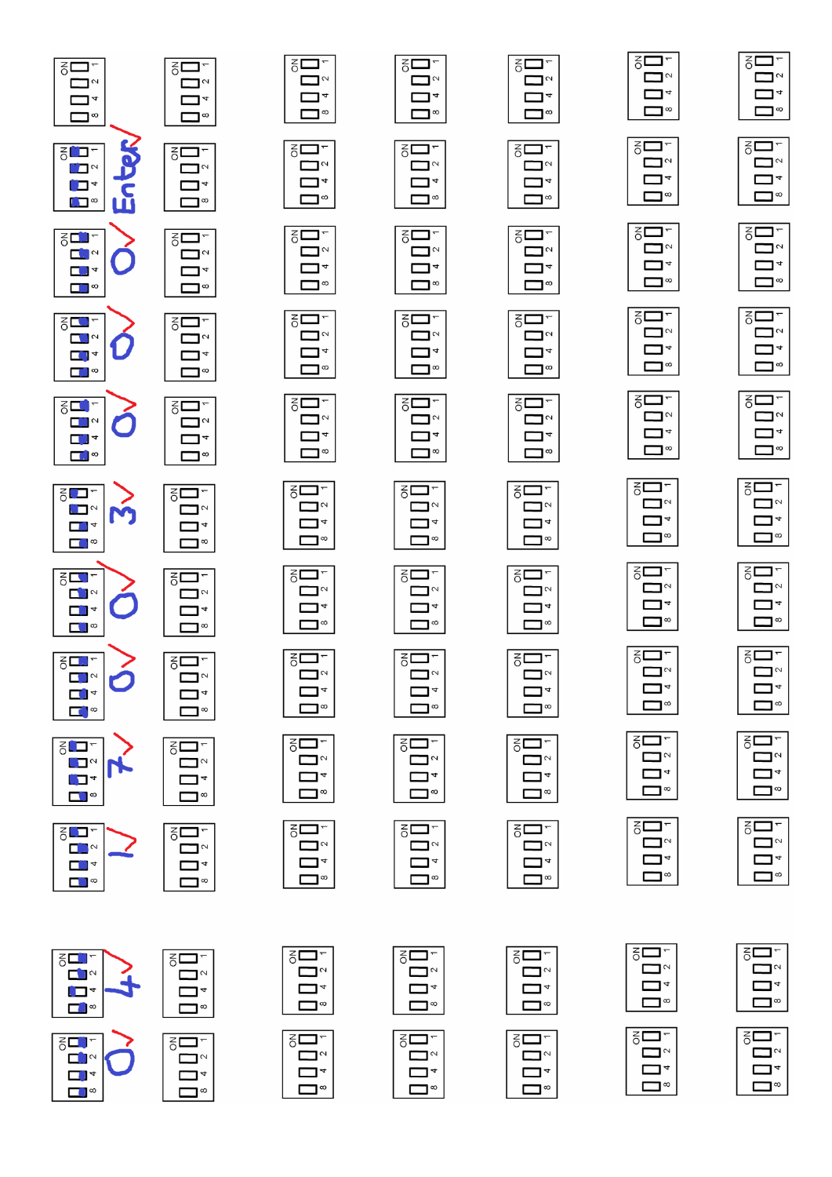Enter

0

0

0

3

0

0

7

1

4

0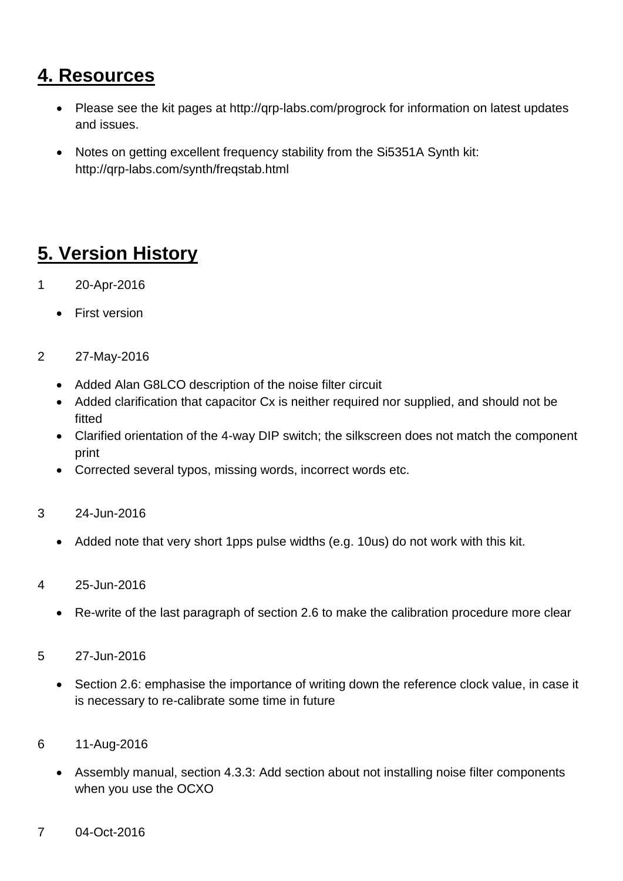## 4. Resources

- Please see the kit pages at http://qrp-labs.com/progrock for information on latest updates and issues.
- Notes on getting excellent frequency stability from the Si5351A Synth kit: http://qrp-labs.com/synth/freqstab.html

## 5. Version History

1 20-Apr-2016

- First version

2 27-May-2016

- Added Alan G8LCO description of the noise filter circuit
- Added clarification that capacitor Cx is neither required nor supplied, and should not be fitted
- Clarified orientation of the 4-way DIP switch; the silkscreen does not match the component print
- Corrected several typos, missing words, incorrect words etc.

3 24-Jun-2016

- Added note that very short 1pps pulse widths (e.g. 10us) do not work with this kit.

4 25-Jun-2016

- Re-write of the last paragraph of section 2.6 to make the calibration procedure more clear

5 27-Jun-2016

- Section 2.6: emphasise the importance of writing down the reference clock value, in case it is necessary to re-calibrate some time in future

6 11-Aug-2016

- Assembly manual, section 4.3.3: Add section about not installing noise filter components when you use the OCXO

7 04-Oct-2016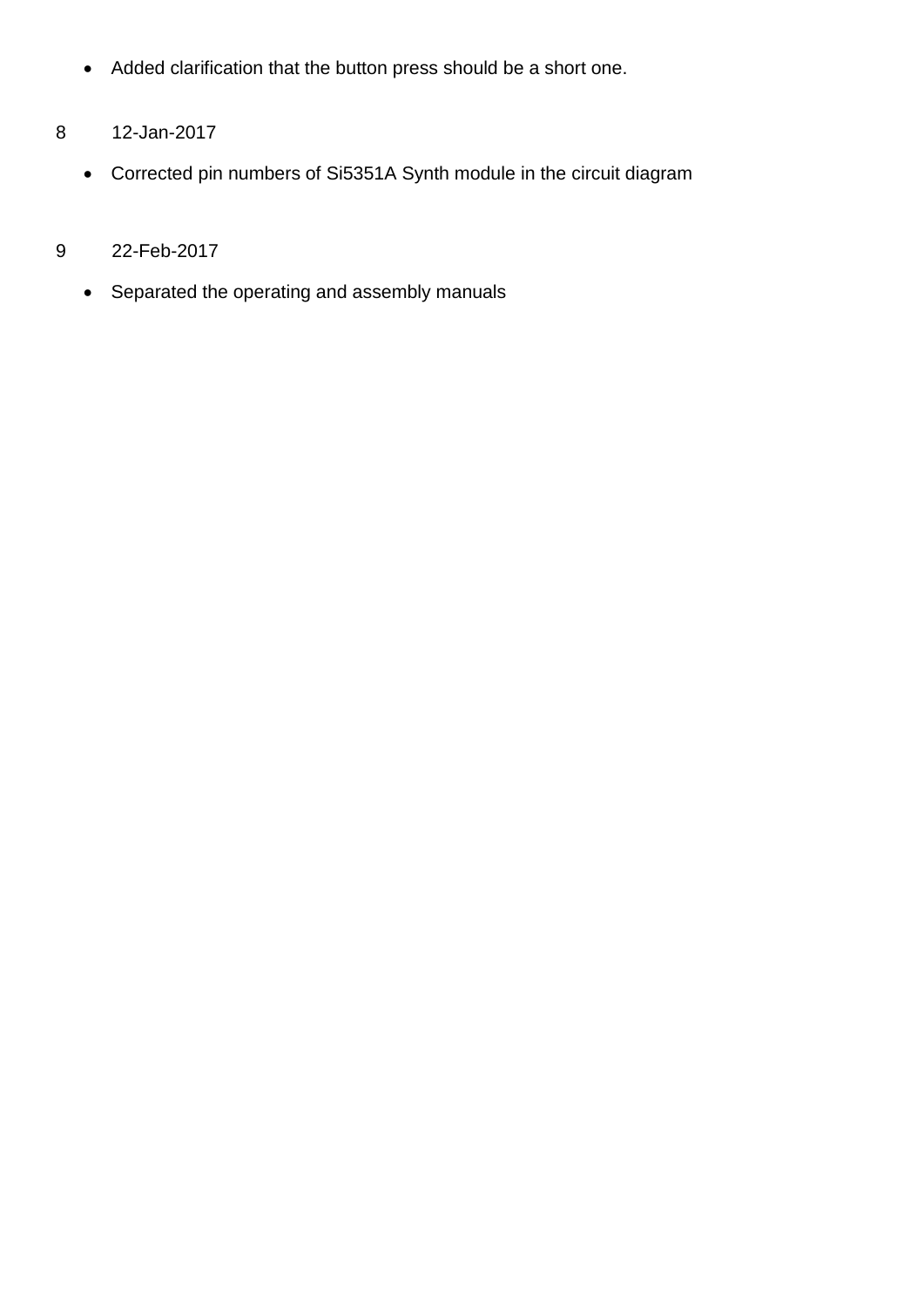- Added clarification that the button press should be a short one.

8 12-Jan-2017

- Corrected pin numbers of Si5351A Synth module in the circuit diagram

9 22-Feb-2017

- Separated the operating and assembly manuals